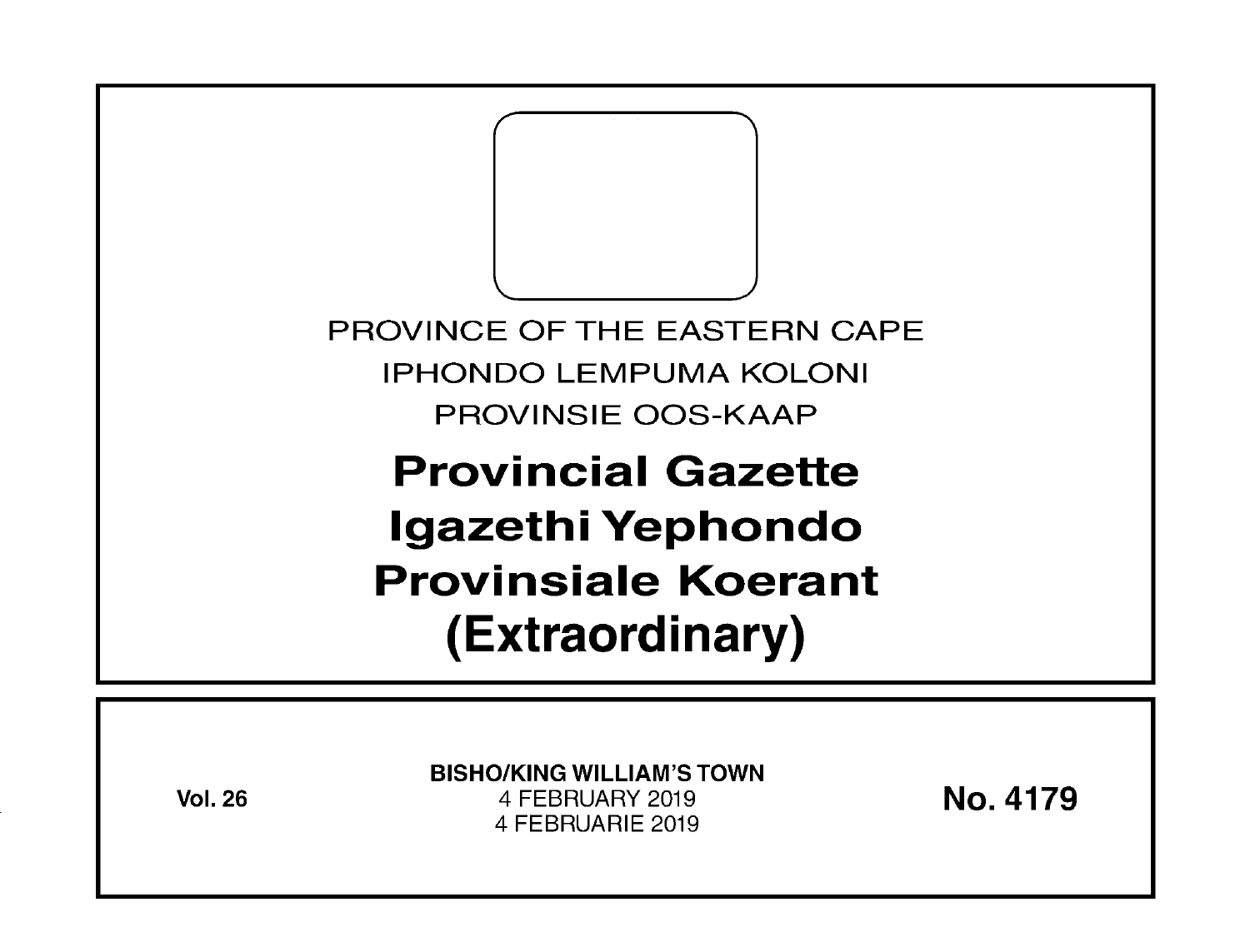PROVINCE OF THE EASTERN CAPE

IPHONDO LEMPUMA KOLONI

PROVINSIE OOS-KAAP

# Provincial Gazette
# Igazethi Yephondo
# Provinsiale Koerant
# (Extraordinary)

**Vol. 26**

**BISHO/KING WILLIAM'S TOWN**
4 FEBRUARY 2019
4 FEBRUARIE 2019

**No. 4179**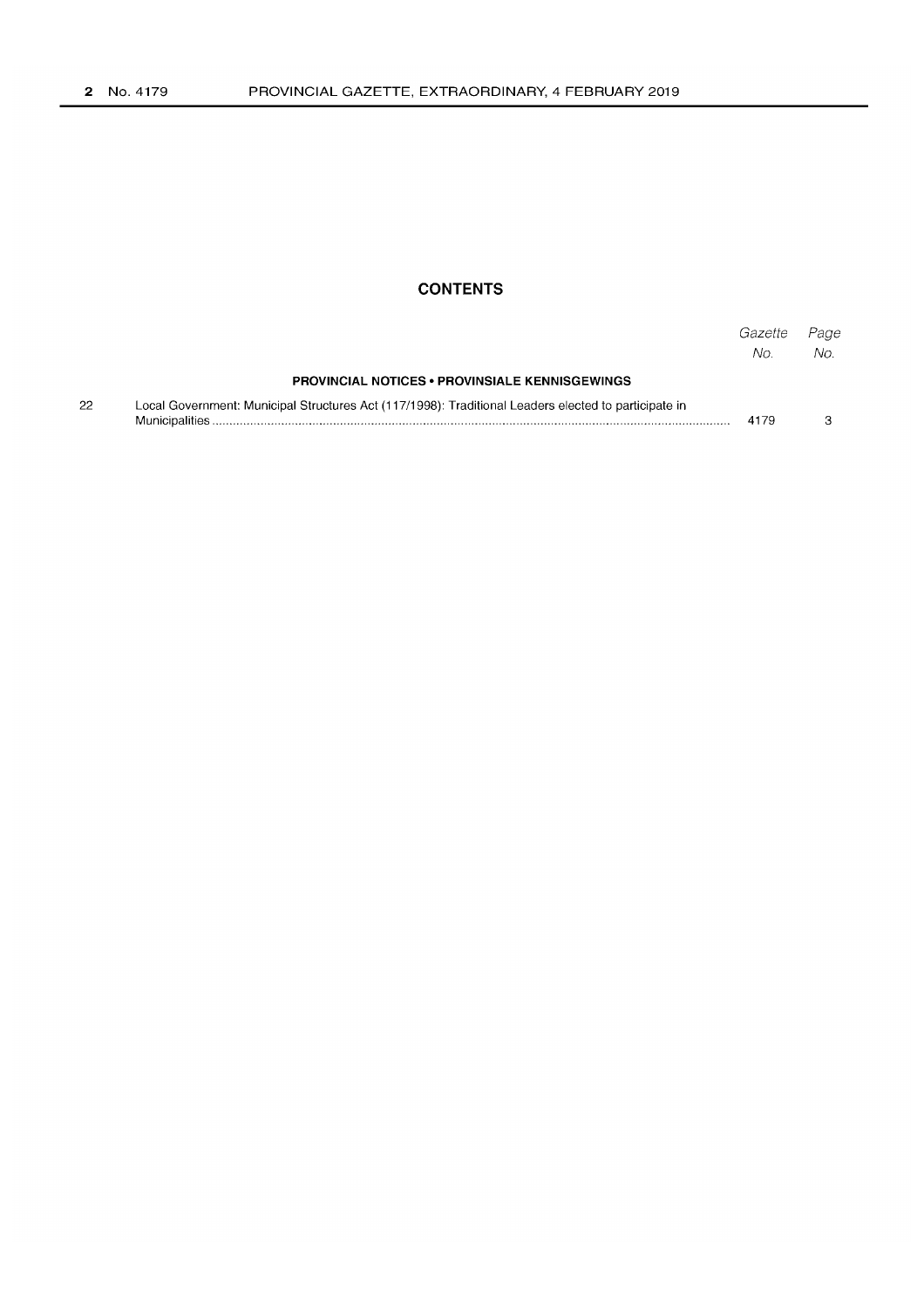## CONTENTS

| | | Gazette No. | Page No. |
|---|---|---|---|
| | **PROVINCIAL NOTICES • PROVINSIALE KENNISGEWINGS** | | |
| 22 | Local Government: Municipal Structures Act (117/1998): Traditional Leaders elected to participate in Municipalities | 4179 | 3 |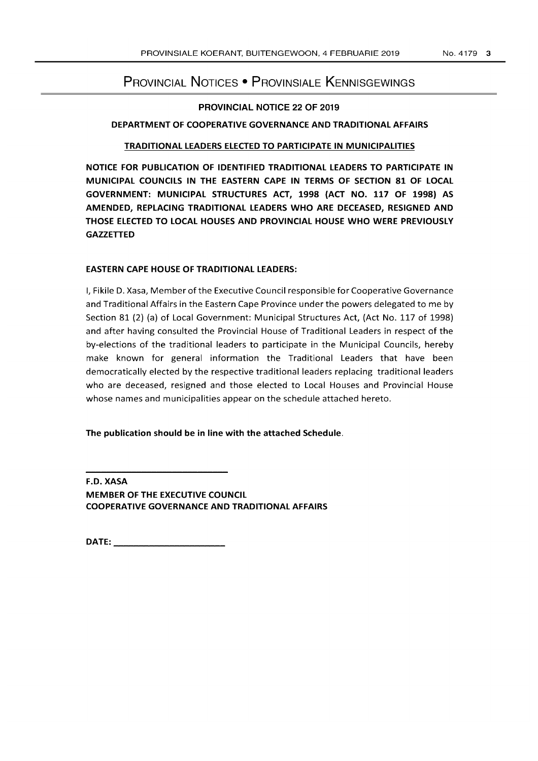# Provincial Notices • Provinsiale Kennisgewings

## PROVINCIAL NOTICE 22 OF 2019

### DEPARTMENT OF COOPERATIVE GOVERNANCE AND TRADITIONAL AFFAIRS

### TRADITIONAL LEADERS ELECTED TO PARTICIPATE IN MUNICIPALITIES

**NOTICE FOR PUBLICATION OF IDENTIFIED TRADITIONAL LEADERS TO PARTICIPATE IN MUNICIPAL COUNCILS IN THE EASTERN CAPE IN TERMS OF SECTION 81 OF LOCAL GOVERNMENT: MUNICIPAL STRUCTURES ACT, 1998 (ACT NO. 117 OF 1998) AS AMENDED, REPLACING TRADITIONAL LEADERS WHO ARE DECEASED, RESIGNED AND THOSE ELECTED TO LOCAL HOUSES AND PROVINCIAL HOUSE WHO WERE PREVIOUSLY GAZZETTED**

**EASTERN CAPE HOUSE OF TRADITIONAL LEADERS:**

I, Fikile D. Xasa, Member of the Executive Council responsible for Cooperative Governance and Traditional Affairs in the Eastern Cape Province under the powers delegated to me by Section 81 (2) (a) of Local Government: Municipal Structures Act, (Act No. 117 of 1998) and after having consulted the Provincial House of Traditional Leaders in respect of the by-elections of the traditional leaders to participate in the Municipal Councils, hereby make known for general information the Traditional Leaders that have been democratically elected by the respective traditional leaders replacing traditional leaders who are deceased, resigned and those elected to Local Houses and Provincial House whose names and municipalities appear on the schedule attached hereto.

**The publication should be in line with the attached Schedule.**

______________________________

**F.D. XASA**
**MEMBER OF THE EXECUTIVE COUNCIL**
**COOPERATIVE GOVERNANCE AND TRADITIONAL AFFAIRS**

**DATE:** ______________________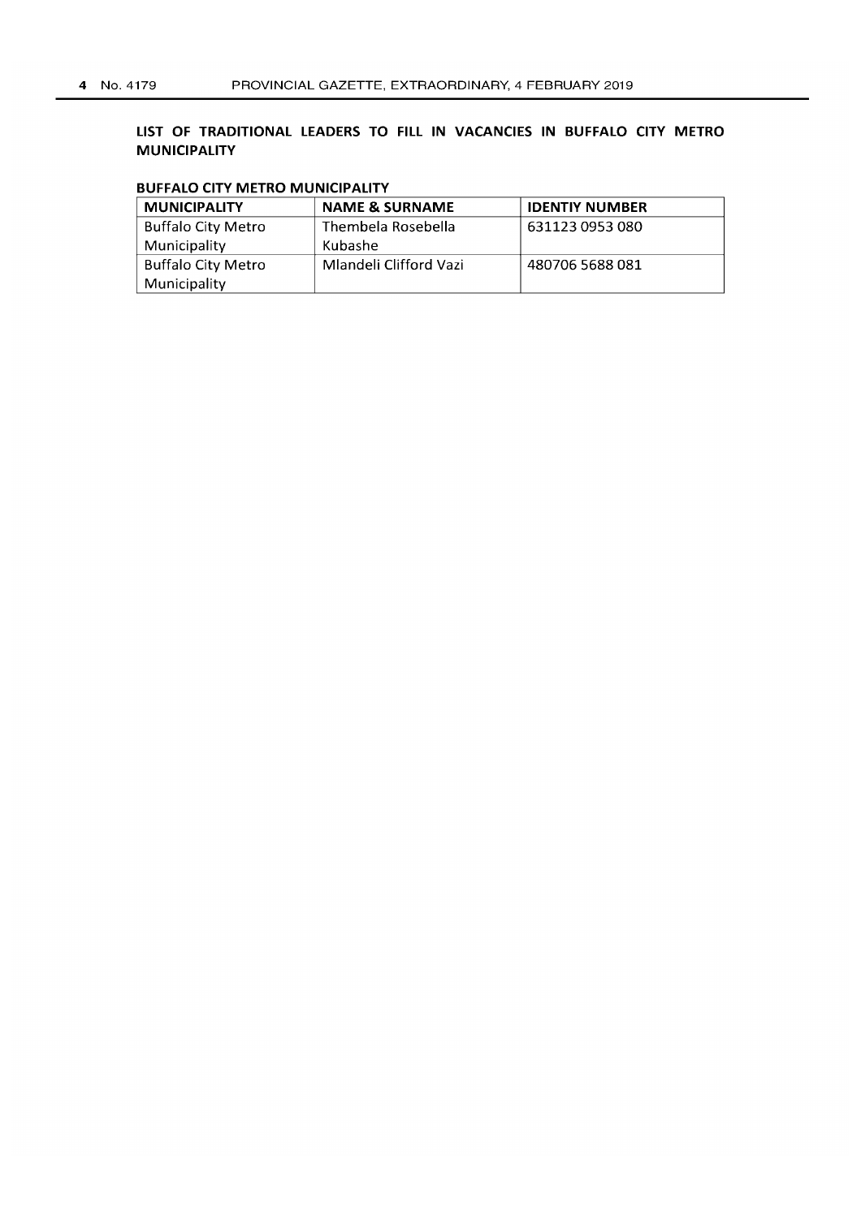**LIST OF TRADITIONAL LEADERS TO FILL IN VACANCIES IN BUFFALO CITY METRO MUNICIPALITY**

**BUFFALO CITY METRO MUNICIPALITY**

| MUNICIPALITY | NAME & SURNAME | IDENTIY NUMBER |
|---|---|---|
| Buffalo City Metro Municipality | Thembela Rosebella Kubashe | 631123 0953 080 |
| Buffalo City Metro Municipality | Mlandeli Clifford Vazi | 480706 5688 081 |